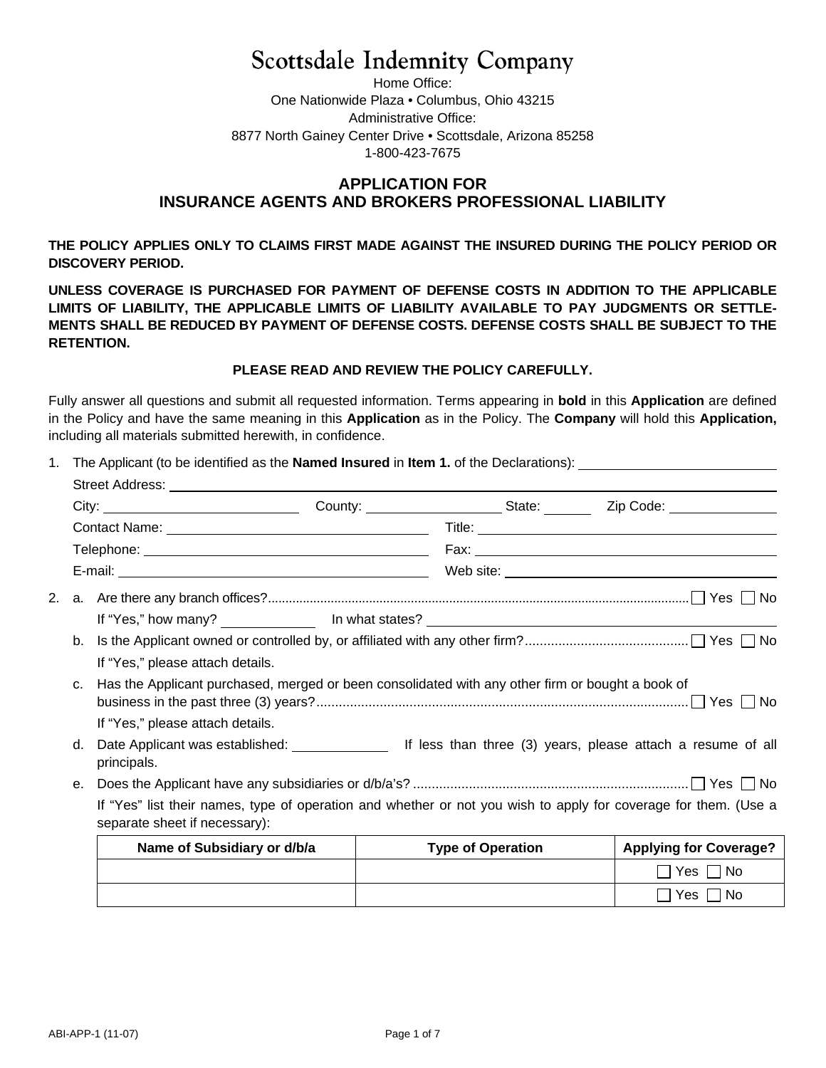# Scottsdale Indemnity Company

Home Office:
One Nationwide Plaza • Columbus, Ohio 43215
Administrative Office:
8877 North Gainey Center Drive • Scottsdale, Arizona 85258
1-800-423-7675

## APPLICATION FOR INSURANCE AGENTS AND BROKERS PROFESSIONAL LIABILITY

**THE POLICY APPLIES ONLY TO CLAIMS FIRST MADE AGAINST THE INSURED DURING THE POLICY PERIOD OR DISCOVERY PERIOD.**

**UNLESS COVERAGE IS PURCHASED FOR PAYMENT OF DEFENSE COSTS IN ADDITION TO THE APPLICABLE LIMITS OF LIABILITY, THE APPLICABLE LIMITS OF LIABILITY AVAILABLE TO PAY JUDGMENTS OR SETTLEMENTS SHALL BE REDUCED BY PAYMENT OF DEFENSE COSTS. DEFENSE COSTS SHALL BE SUBJECT TO THE RETENTION.**

**PLEASE READ AND REVIEW THE POLICY CAREFULLY.**

Fully answer all questions and submit all requested information. Terms appearing in **bold** in this **Application** are defined in the Policy and have the same meaning in this **Application** as in the Policy. The **Company** will hold this **Application,** including all materials submitted herewith, in confidence.

1. The Applicant (to be identified as the **Named Insured** in **Item 1.** of the Declarations): ______________________

   Street Address: ______________________

   City: ______________ County: ______________ State: ______ Zip Code: ______________

   Contact Name: ______________________ Title: ______________________

   Telephone: ______________________ Fax: ______________________

   E-mail: ______________________ Web site: ______________________

2. a. Are there any branch offices?............................................................ ☐ Yes ☐ No

   If "Yes," how many? __________ In what states? ______________________

   b. Is the Applicant owned or controlled by, or affiliated with any other firm?............................................ ☐ Yes ☐ No

   If "Yes," please attach details.

   c. Has the Applicant purchased, merged or been consolidated with any other firm or bought a book of business in the past three (3) years?..................................................... ☐ Yes ☐ No

   If "Yes," please attach details.

   d. Date Applicant was established: __________ If less than three (3) years, please attach a resume of all principals.

   e. Does the Applicant have any subsidiaries or d/b/a's? ............................................................ ☐ Yes ☐ No

   If "Yes" list their names, type of operation and whether or not you wish to apply for coverage for them. (Use a separate sheet if necessary):

| Name of Subsidiary or d/b/a | Type of Operation | Applying for Coverage? |
|---|---|---|
| | | ☐ Yes ☐ No |
| | | ☐ Yes ☐ No |

ABI-APP-1 (11-07)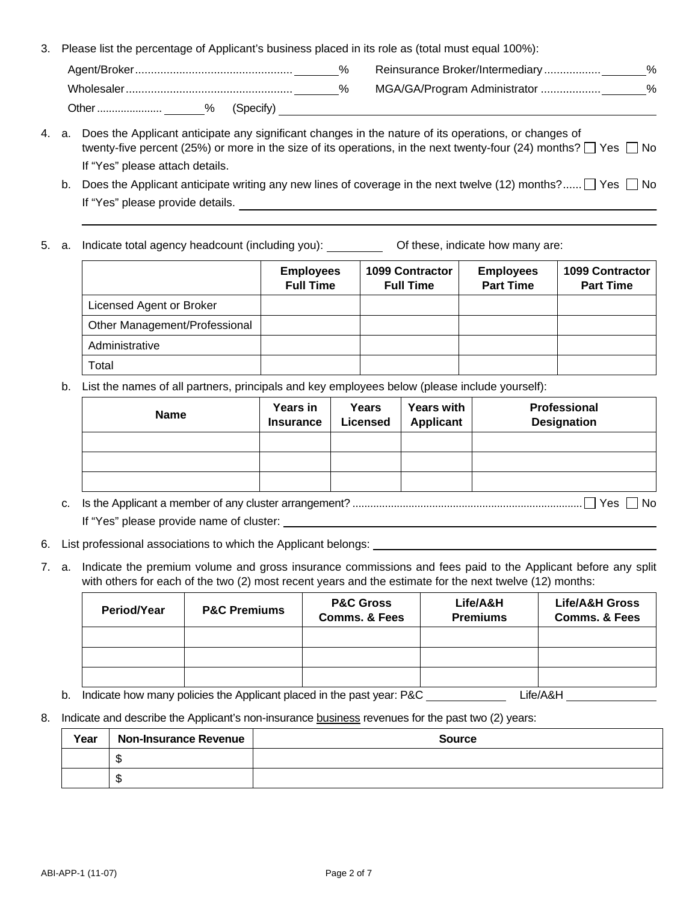3. Please list the percentage of Applicant's business placed in its role as (total must equal 100%):

   Agent/Broker .................................................. ______%  Reinsurance Broker/Intermediary .................. ______%

   Wholesaler ..................................................... ______%  MGA/GA/Program Administrator ................... ______%

   Other ..................... ______% (Specify) ________________________________________

4. a. Does the Applicant anticipate any significant changes in the nature of its operations, or changes of twenty-five percent (25%) or more in the size of its operations, in the next twenty-four (24) months? ☐ Yes ☐ No

   If "Yes" please attach details.

   b. Does the Applicant anticipate writing any new lines of coverage in the next twelve (12) months?...... ☐ Yes ☐ No

   If "Yes" please provide details. ________________________________________

5. a. Indicate total agency headcount (including you): ________ Of these, indicate how many are:

| | Employees Full Time | 1099 Contractor Full Time | Employees Part Time | 1099 Contractor Part Time |
|---|---|---|---|---|
| Licensed Agent or Broker | | | | |
| Other Management/Professional | | | | |
| Administrative | | | | |
| Total | | | | |

   b. List the names of all partners, principals and key employees below (please include yourself):

| Name | Years in Insurance | Years Licensed | Years with Applicant | Professional Designation |
|---|---|---|---|---|
| | | | | |
| | | | | |
| | | | | |

   c. Is the Applicant a member of any cluster arrangement? ............................................................................ ☐ Yes ☐ No

   If "Yes" please provide name of cluster: ________________________________________

6. List professional associations to which the Applicant belongs: ________________________________________

7. a. Indicate the premium volume and gross insurance commissions and fees paid to the Applicant before any split with others for each of the two (2) most recent years and the estimate for the next twelve (12) months:

| Period/Year | P&C Premiums | P&C Gross Comms. & Fees | Life/A&H Premiums | Life/A&H Gross Comms. & Fees |
|---|---|---|---|---|
| | | | | |
| | | | | |
| | | | | |

   b. Indicate how many policies the Applicant placed in the past year: P&C ____________ Life/A&H ____________

8. Indicate and describe the Applicant's non-insurance business revenues for the past two (2) years:

| Year | Non-Insurance Revenue | Source |
|---|---|---|
| | $ | |
| | $ | |

ABI-APP-1 (11-07)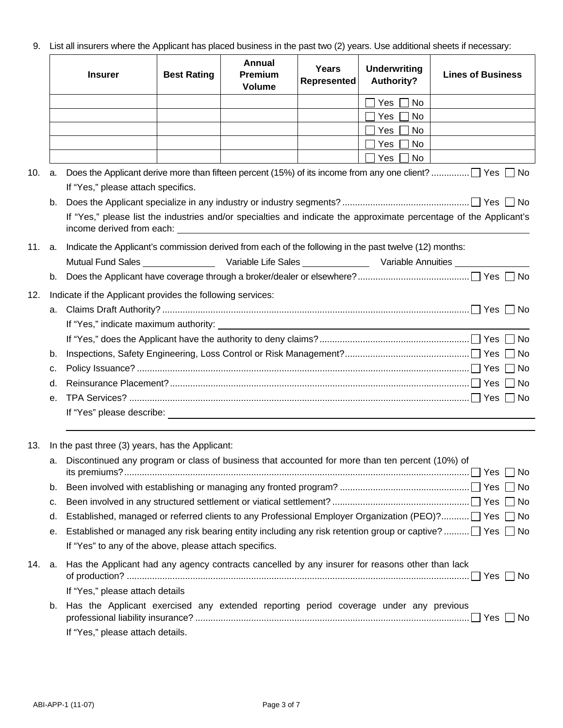9. List all insurers where the Applicant has placed business in the past two (2) years. Use additional sheets if necessary:

| Insurer | Best Rating | Annual Premium Volume | Years Represented | Underwriting Authority? | Lines of Business |
|---|---|---|---|---|---|
| | | | | ☐ Yes ☐ No | |
| | | | | ☐ Yes ☐ No | |
| | | | | ☐ Yes ☐ No | |
| | | | | ☐ Yes ☐ No | |
| | | | | ☐ Yes ☐ No | |

10. a. Does the Applicant derive more than fifteen percent (15%) of its income from any one client? .............. ☐ Yes ☐ No

    If "Yes," please attach specifics.

    b. Does the Applicant specialize in any industry or industry segments? ................................................. ☐ Yes ☐ No

    If "Yes," please list the industries and/or specialties and indicate the approximate percentage of the Applicant's income derived from each: ______________________________

11. a. Indicate the Applicant's commission derived from each of the following in the past twelve (12) months:

    Mutual Fund Sales ______________ Variable Life Sales ______________ Variable Annuities ______________

    b. Does the Applicant have coverage through a broker/dealer or elsewhere? ........................................... ☐ Yes ☐ No

12. Indicate if the Applicant provides the following services:

    a. Claims Draft Authority? ........................................................................................................................ ☐ Yes ☐ No

    If "Yes," indicate maximum authority: ______________________________

    If "Yes," does the Applicant have the authority to deny claims? .......................................................... ☐ Yes ☐ No

    b. Inspections, Safety Engineering, Loss Control or Risk Management? ................................................ ☐ Yes ☐ No

    c. Policy Issuance? ................................................................................................................................. ☐ Yes ☐ No

    d. Reinsurance Placement? .................................................................................................................... ☐ Yes ☐ No

    e. TPA Services? ..................................................................................................................................... ☐ Yes ☐ No

    If "Yes" please describe: ______________________________

    ______________________________

13. In the past three (3) years, has the Applicant:

    a. Discontinued any program or class of business that accounted for more than ten percent (10%) of its premiums? ..................................................................................................................................... ☐ Yes ☐ No

    b. Been involved with establishing or managing any fronted program? .................................................. ☐ Yes ☐ No

    c. Been involved in any structured settlement or viatical settlement? ..................................................... ☐ Yes ☐ No

    d. Established, managed or referred clients to any Professional Employer Organization (PEO)? ........... ☐ Yes ☐ No

    e. Established or managed any risk bearing entity including any risk retention group or captive? .......... ☐ Yes ☐ No

    If "Yes" to any of the above, please attach specifics.

14. a. Has the Applicant had any agency contracts cancelled by any insurer for reasons other than lack of production? ..................................................................................................................................... ☐ Yes ☐ No

    If "Yes," please attach details

    b. Has the Applicant exercised any extended reporting period coverage under any previous professional liability insurance? .......................................................................................................... ☐ Yes ☐ No

    If "Yes," please attach details.

ABI-APP-1 (11-07)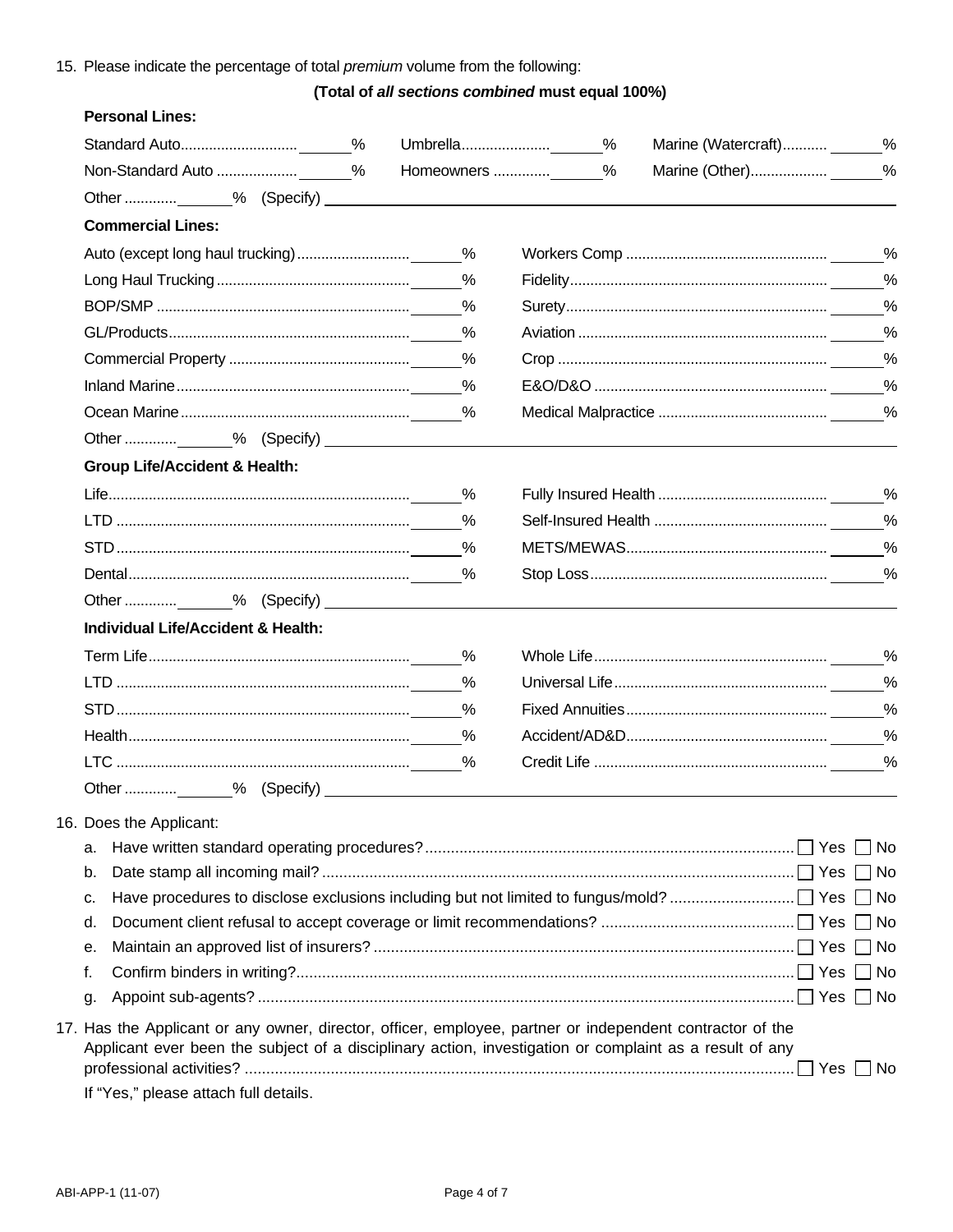15. Please indicate the percentage of total *premium* volume from the following:

**(Total of *all sections combined* must equal 100%)**

**Personal Lines:**

| | | | | | |
|---|---|---|---|---|---|
| Standard Auto | ______% | Umbrella | ______% | Marine (Watercraft) | ______% |
| Non-Standard Auto | ______% | Homeowners | ______% | Marine (Other) | ______% |

Other ______% (Specify) ____________________

**Commercial Lines:**

| | | | |
|---|---|---|---|
| Auto (except long haul trucking) | ______% | Workers Comp | ______% |
| Long Haul Trucking | ______% | Fidelity | ______% |
| BOP/SMP | ______% | Surety | ______% |
| GL/Products | ______% | Aviation | ______% |
| Commercial Property | ______% | Crop | ______% |
| Inland Marine | ______% | E&O/D&O | ______% |
| Ocean Marine | ______% | Medical Malpractice | ______% |

Other ______% (Specify) ____________________

**Group Life/Accident & Health:**

| | | | |
|---|---|---|---|
| Life | ______% | Fully Insured Health | ______% |
| LTD | ______% | Self-Insured Health | ______% |
| STD | ______% | METS/MEWAS | ______% |
| Dental | ______% | Stop Loss | ______% |

Other ______% (Specify) ____________________

**Individual Life/Accident & Health:**

| | | | |
|---|---|---|---|
| Term Life | ______% | Whole Life | ______% |
| LTD | ______% | Universal Life | ______% |
| STD | ______% | Fixed Annuities | ______% |
| Health | ______% | Accident/AD&D | ______% |
| LTC | ______% | Credit Life | ______% |

Other ______% (Specify) ____________________

16. Does the Applicant:
    - a. Have written standard operating procedures? ☐ Yes ☐ No
    - b. Date stamp all incoming mail? ☐ Yes ☐ No
    - c. Have procedures to disclose exclusions including but not limited to fungus/mold? ☐ Yes ☐ No
    - d. Document client refusal to accept coverage or limit recommendations? ☐ Yes ☐ No
    - e. Maintain an approved list of insurers? ☐ Yes ☐ No
    - f. Confirm binders in writing? ☐ Yes ☐ No
    - g. Appoint sub-agents? ☐ Yes ☐ No

17. Has the Applicant or any owner, director, officer, employee, partner or independent contractor of the Applicant ever been the subject of a disciplinary action, investigation or complaint as a result of any professional activities? ☐ Yes ☐ No

    If "Yes," please attach full details.

ABI-APP-1 (11-07)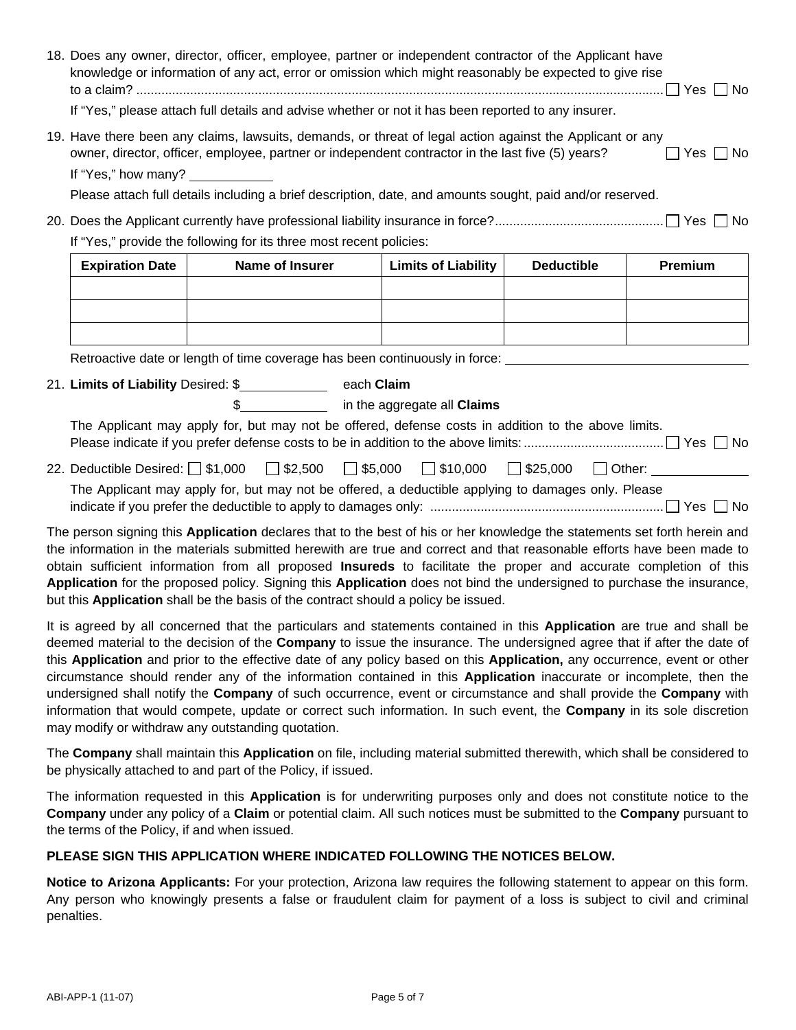18. Does any owner, director, officer, employee, partner or independent contractor of the Applicant have knowledge or information of any act, error or omission which might reasonably be expected to give rise to a claim? .................................................................................................................................................. ☐ Yes ☐ No

    If "Yes," please attach full details and advise whether or not it has been reported to any insurer.

19. Have there been any claims, lawsuits, demands, or threat of legal action against the Applicant or any owner, director, officer, employee, partner or independent contractor in the last five (5) years? ☐ Yes ☐ No

    If "Yes," how many? ____________

    Please attach full details including a brief description, date, and amounts sought, paid and/or reserved.

20. Does the Applicant currently have professional liability insurance in force?.............................................. ☐ Yes ☐ No

    If "Yes," provide the following for its three most recent policies:

| Expiration Date | Name of Insurer | Limits of Liability | Deductible | Premium |
|---|---|---|---|---|
| | | | | |
| | | | | |
| | | | | |

    Retroactive date or length of time coverage has been continuously in force: ________________________________

21. **Limits of Liability** Desired: $____________ each **Claim**

    $____________ in the aggregate all **Claims**

    The Applicant may apply for, but may not be offered, defense costs in addition to the above limits. Please indicate if you prefer defense costs to be in addition to the above limits: ...................................... ☐ Yes ☐ No

22. Deductible Desired: ☐ $1,000 ☐ $2,500 ☐ $5,000 ☐ $10,000 ☐ $25,000 ☐ Other: ______________

    The Applicant may apply for, but may not be offered, a deductible applying to damages only. Please indicate if you prefer the deductible to apply to damages only: ................................................................ ☐ Yes ☐ No

The person signing this **Application** declares that to the best of his or her knowledge the statements set forth herein and the information in the materials submitted herewith are true and correct and that reasonable efforts have been made to obtain sufficient information from all proposed **Insureds** to facilitate the proper and accurate completion of this **Application** for the proposed policy. Signing this **Application** does not bind the undersigned to purchase the insurance, but this **Application** shall be the basis of the contract should a policy be issued.

It is agreed by all concerned that the particulars and statements contained in this **Application** are true and shall be deemed material to the decision of the **Company** to issue the insurance. The undersigned agree that if after the date of this **Application** and prior to the effective date of any policy based on this **Application,** any occurrence, event or other circumstance should render any of the information contained in this **Application** inaccurate or incomplete, then the undersigned shall notify the **Company** of such occurrence, event or circumstance and shall provide the **Company** with information that would compete, update or correct such information. In such event, the **Company** in its sole discretion may modify or withdraw any outstanding quotation.

The **Company** shall maintain this **Application** on file, including material submitted therewith, which shall be considered to be physically attached to and part of the Policy, if issued.

The information requested in this **Application** is for underwriting purposes only and does not constitute notice to the **Company** under any policy of a **Claim** or potential claim. All such notices must be submitted to the **Company** pursuant to the terms of the Policy, if and when issued.

**PLEASE SIGN THIS APPLICATION WHERE INDICATED FOLLOWING THE NOTICES BELOW.**

**Notice to Arizona Applicants:** For your protection, Arizona law requires the following statement to appear on this form. Any person who knowingly presents a false or fraudulent claim for payment of a loss is subject to civil and criminal penalties.

ABI-APP-1 (11-07)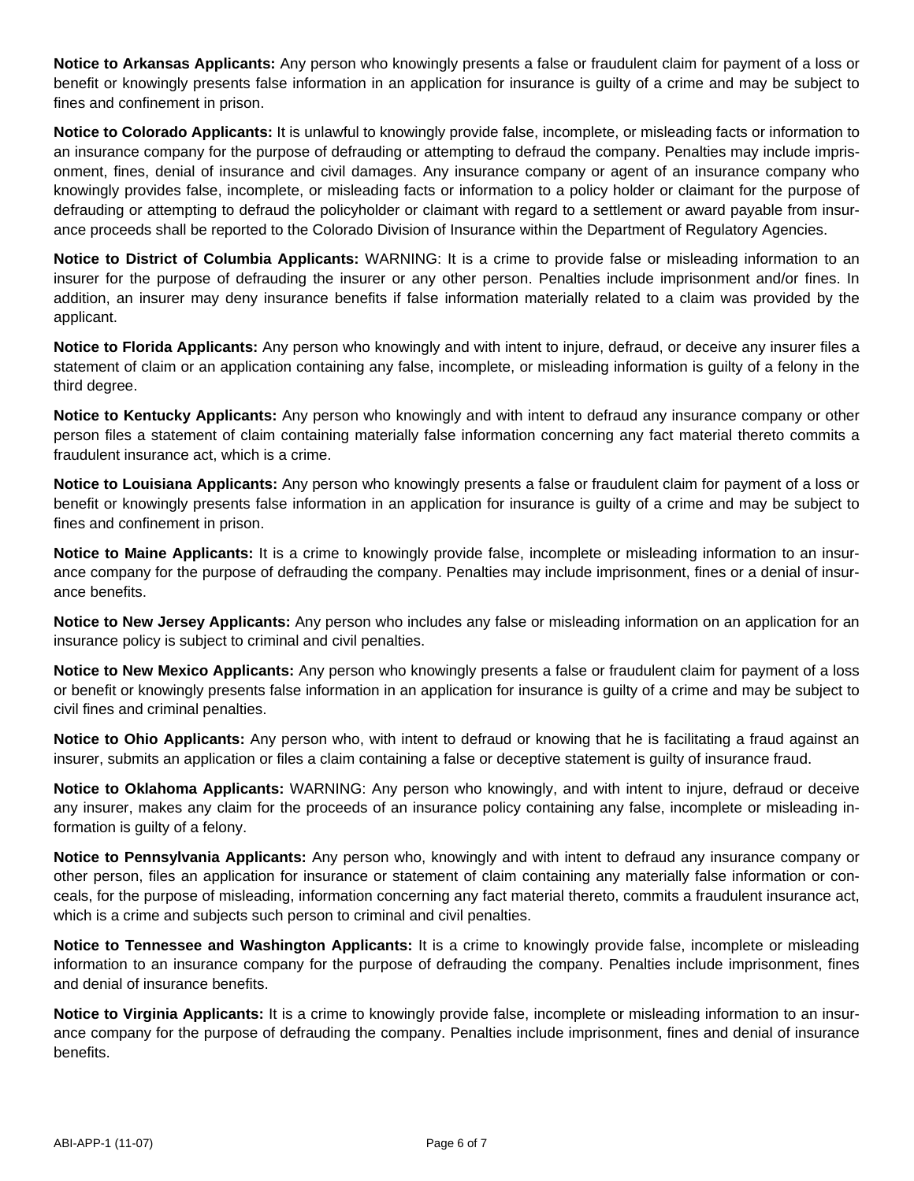**Notice to Arkansas Applicants:** Any person who knowingly presents a false or fraudulent claim for payment of a loss or benefit or knowingly presents false information in an application for insurance is guilty of a crime and may be subject to fines and confinement in prison.

**Notice to Colorado Applicants:** It is unlawful to knowingly provide false, incomplete, or misleading facts or information to an insurance company for the purpose of defrauding or attempting to defraud the company. Penalties may include imprisonment, fines, denial of insurance and civil damages. Any insurance company or agent of an insurance company who knowingly provides false, incomplete, or misleading facts or information to a policy holder or claimant for the purpose of defrauding or attempting to defraud the policyholder or claimant with regard to a settlement or award payable from insurance proceeds shall be reported to the Colorado Division of Insurance within the Department of Regulatory Agencies.

**Notice to District of Columbia Applicants:** WARNING: It is a crime to provide false or misleading information to an insurer for the purpose of defrauding the insurer or any other person. Penalties include imprisonment and/or fines. In addition, an insurer may deny insurance benefits if false information materially related to a claim was provided by the applicant.

**Notice to Florida Applicants:** Any person who knowingly and with intent to injure, defraud, or deceive any insurer files a statement of claim or an application containing any false, incomplete, or misleading information is guilty of a felony in the third degree.

**Notice to Kentucky Applicants:** Any person who knowingly and with intent to defraud any insurance company or other person files a statement of claim containing materially false information concerning any fact material thereto commits a fraudulent insurance act, which is a crime.

**Notice to Louisiana Applicants:** Any person who knowingly presents a false or fraudulent claim for payment of a loss or benefit or knowingly presents false information in an application for insurance is guilty of a crime and may be subject to fines and confinement in prison.

**Notice to Maine Applicants:** It is a crime to knowingly provide false, incomplete or misleading information to an insurance company for the purpose of defrauding the company. Penalties may include imprisonment, fines or a denial of insurance benefits.

**Notice to New Jersey Applicants:** Any person who includes any false or misleading information on an application for an insurance policy is subject to criminal and civil penalties.

**Notice to New Mexico Applicants:** Any person who knowingly presents a false or fraudulent claim for payment of a loss or benefit or knowingly presents false information in an application for insurance is guilty of a crime and may be subject to civil fines and criminal penalties.

**Notice to Ohio Applicants:** Any person who, with intent to defraud or knowing that he is facilitating a fraud against an insurer, submits an application or files a claim containing a false or deceptive statement is guilty of insurance fraud.

**Notice to Oklahoma Applicants:** WARNING: Any person who knowingly, and with intent to injure, defraud or deceive any insurer, makes any claim for the proceeds of an insurance policy containing any false, incomplete or misleading information is guilty of a felony.

**Notice to Pennsylvania Applicants:** Any person who, knowingly and with intent to defraud any insurance company or other person, files an application for insurance or statement of claim containing any materially false information or conceals, for the purpose of misleading, information concerning any fact material thereto, commits a fraudulent insurance act, which is a crime and subjects such person to criminal and civil penalties.

**Notice to Tennessee and Washington Applicants:** It is a crime to knowingly provide false, incomplete or misleading information to an insurance company for the purpose of defrauding the company. Penalties include imprisonment, fines and denial of insurance benefits.

**Notice to Virginia Applicants:** It is a crime to knowingly provide false, incomplete or misleading information to an insurance company for the purpose of defrauding the company. Penalties include imprisonment, fines and denial of insurance benefits.

ABI-APP-1 (11-07)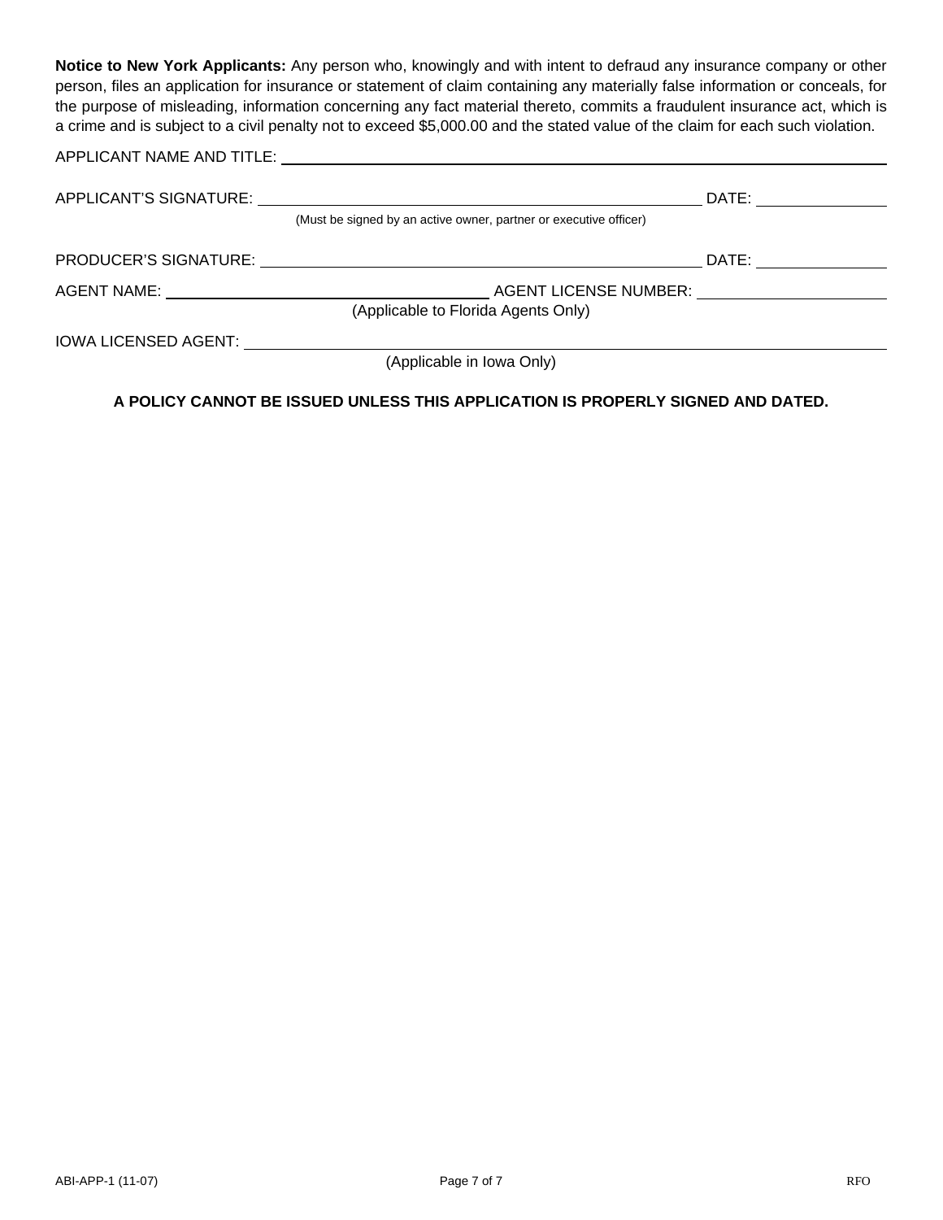**Notice to New York Applicants:** Any person who, knowingly and with intent to defraud any insurance company or other person, files an application for insurance or statement of claim containing any materially false information or conceals, for the purpose of misleading, information concerning any fact material thereto, commits a fraudulent insurance act, which is a crime and is subject to a civil penalty not to exceed $5,000.00 and the stated value of the claim for each such violation.

APPLICANT NAME AND TITLE: ______________________________________________

APPLICANT'S SIGNATURE: ______________________________________ DATE: ____________

(Must be signed by an active owner, partner or executive officer)

PRODUCER'S SIGNATURE: ______________________________________ DATE: ____________

AGENT NAME: ____________________________ AGENT LICENSE NUMBER: ________________

(Applicable to Florida Agents Only)

IOWA LICENSED AGENT: ______________________________________________

(Applicable in Iowa Only)

**A POLICY CANNOT BE ISSUED UNLESS THIS APPLICATION IS PROPERLY SIGNED AND DATED.**

ABI-APP-1 (11-07) RFO